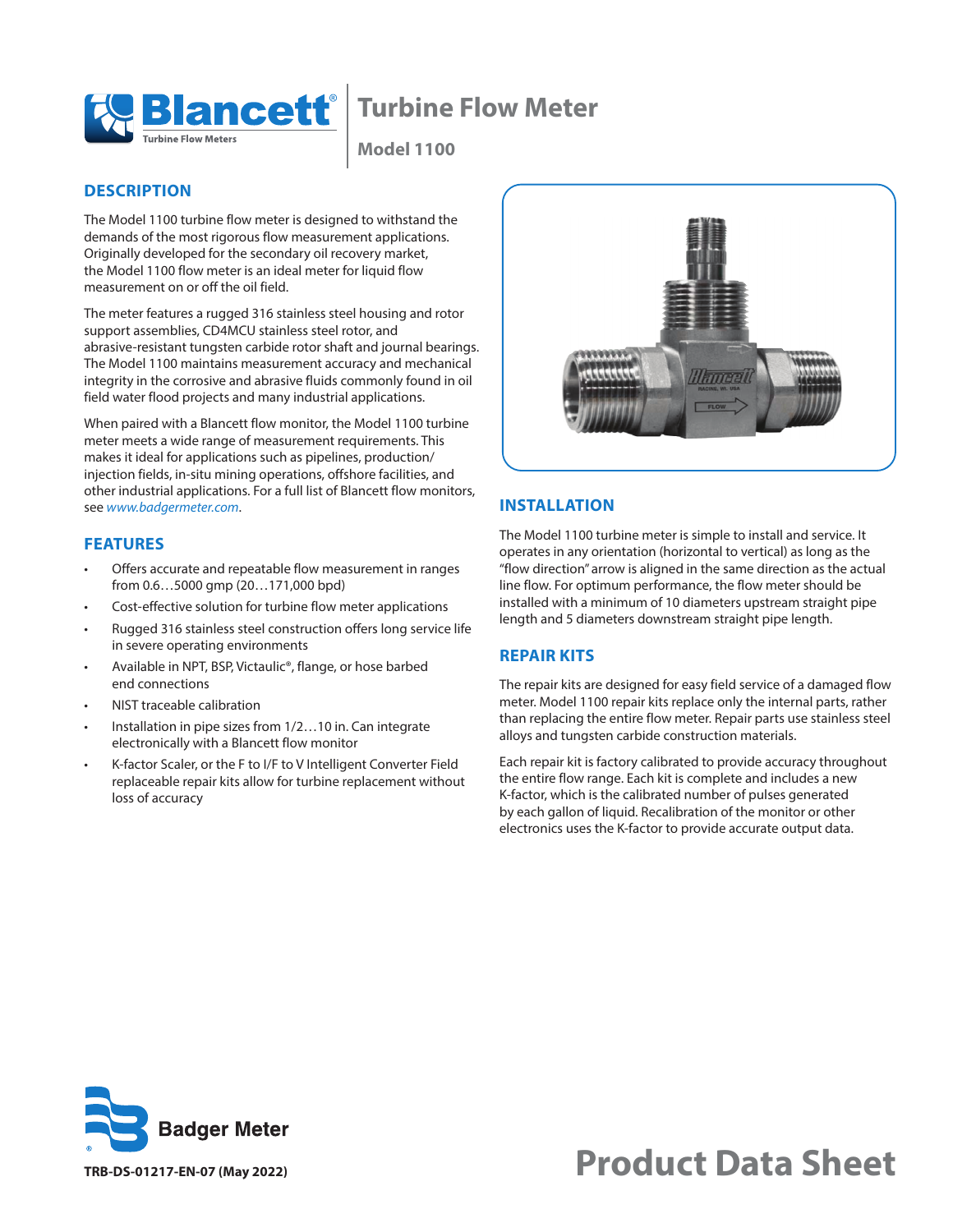# Turbine Flow Meter

## Model 1100

## DESCRIPTION

The Model 1100 turbine flow meter is designed to withstand the demands of the most rigorous flow measurement applications. Originally developed for the secondary oil recovery market, the Model 1100 flow meter is an ideal meter for liquid flow measurement on or off the oil field.

The meter features a rugged 316 stainless steel housing and rotor support assemblies, CD4MCU stainless steel rotor, and abrasive-resistant tungsten carbide rotor shaft and journal bearings. The Model 1100 maintains measurement accuracy and mechanical integrity in the corrosive and abrasive fluids commonly found in oil field water flood projects and many industrial applications.

When paired with a Blancett flow monitor, the Model 1100 turbine meter meets a wide range of measurement requirements. This makes it ideal for applications such as pipelines, production/injection fields, in-situ mining operations, offshore facilities, and other industrial applications. For a full list of Blancett flow monitors, see *www.badgermeter.com*.

## FEATURES

- Offers accurate and repeatable flow measurement in ranges from 0.6…5000 gmp (20…171,000 bpd)
- Cost-effective solution for turbine flow meter applications
- Rugged 316 stainless steel construction offers long service life in severe operating environments
- Available in NPT, BSP, Victaulic®, flange, or hose barbed end connections
- NIST traceable calibration
- Installation in pipe sizes from 1/2…10 in. Can integrate electronically with a Blancett flow monitor
- K-factor Scaler, or the F to I/F to V Intelligent Converter Field replaceable repair kits allow for turbine replacement without loss of accuracy

## INSTALLATION

The Model 1100 turbine meter is simple to install and service. It operates in any orientation (horizontal to vertical) as long as the "flow direction" arrow is aligned in the same direction as the actual line flow. For optimum performance, the flow meter should be installed with a minimum of 10 diameters upstream straight pipe length and 5 diameters downstream straight pipe length.

## REPAIR KITS

The repair kits are designed for easy field service of a damaged flow meter. Model 1100 repair kits replace only the internal parts, rather than replacing the entire flow meter. Repair parts use stainless steel alloys and tungsten carbide construction materials.

Each repair kit is factory calibrated to provide accuracy throughout the entire flow range. Each kit is complete and includes a new K-factor, which is the calibrated number of pulses generated by each gallon of liquid. Recalibration of the monitor or other electronics uses the K-factor to provide accurate output data.

TRB-DS-01217-EN-07 (May 2022)

Product Data Sheet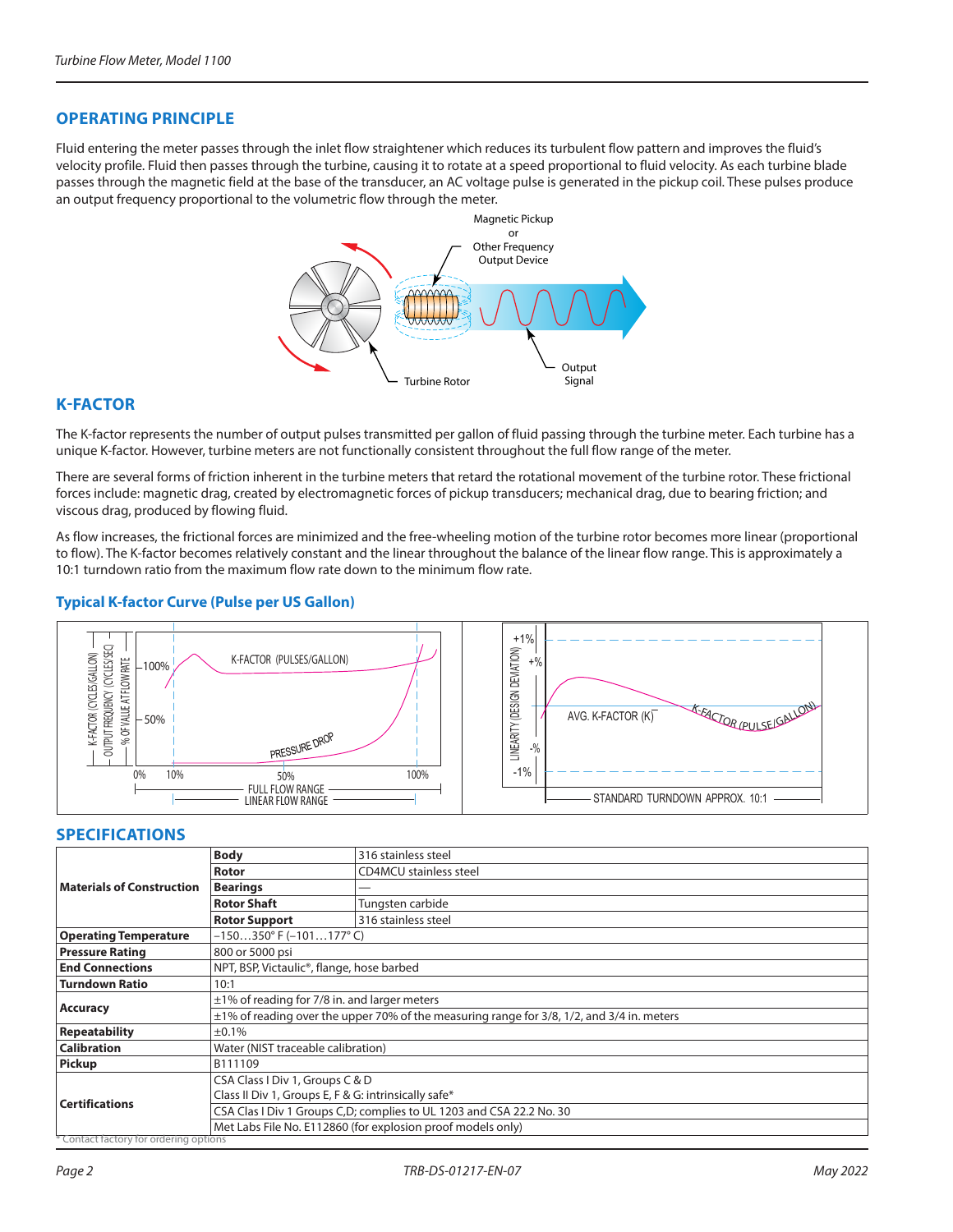## OPERATING PRINCIPLE

Fluid entering the meter passes through the inlet flow straightener which reduces its turbulent flow pattern and improves the fluid's velocity profile. Fluid then passes through the turbine, causing it to rotate at a speed proportional to fluid velocity. As each turbine blade passes through the magnetic field at the base of the transducer, an AC voltage pulse is generated in the pickup coil. These pulses produce an output frequency proportional to the volumetric flow through the meter.

Magnetic Pickup or Other Frequency Output Device

Turbine Rotor

Output Signal

## K-FACTOR

The K-factor represents the number of output pulses transmitted per gallon of fluid passing through the turbine meter. Each turbine has a unique K-factor. However, turbine meters are not functionally consistent throughout the full flow range of the meter.

There are several forms of friction inherent in the turbine meters that retard the rotational movement of the turbine rotor. These frictional forces include: magnetic drag, created by electromagnetic forces of pickup transducers; mechanical drag, due to bearing friction; and viscous drag, produced by flowing fluid.

As flow increases, the frictional forces are minimized and the free-wheeling motion of the turbine rotor becomes more linear (proportional to flow). The K-factor becomes relatively constant and the linear throughout the balance of the linear flow range. This is approximately a 10:1 turndown ratio from the maximum flow rate down to the minimum flow rate.

### Typical K-factor Curve (Pulse per US Gallon)

K-FACTOR (CYCLES/GALLON) — OUTPUT FREQUENCY (CYCLES/SEC) — % OF VALUE AT FLOW RATE; 100%; 50%; K-FACTOR (PULSES/GALLON); PRESSURE DROP; 0%; 10%; 50%; 100%; FULL FLOW RANGE; LINEAR FLOW RANGE

LINEARITY (DESIGN DEVIATION); +1%; +%; -%; -1%; AVG. K-FACTOR (K); K-FACTOR (PULSE/GALLON); STANDARD TURNDOWN APPROX. 10:1

## SPECIFICATIONS

| | | |
|---|---|---|
| **Materials of Construction** | **Body** | 316 stainless steel |
| | **Rotor** | CD4MCU stainless steel |
| | **Bearings** | — |
| | **Rotor Shaft** | Tungsten carbide |
| | **Rotor Support** | 316 stainless steel |
| **Operating Temperature** | –150…350° F (–101…177° C) | |
| **Pressure Rating** | 800 or 5000 psi | |
| **End Connections** | NPT, BSP, Victaulic®, flange, hose barbed | |
| **Turndown Ratio** | 10:1 | |
| **Accuracy** | ±1% of reading for 7/8 in. and larger meters | |
| | ±1% of reading over the upper 70% of the measuring range for 3/8, 1/2, and 3/4 in. meters | |
| **Repeatability** | ±0.1% | |
| **Calibration** | Water (NIST traceable calibration) | |
| **Pickup** | B111109 | |
| **Certifications** | CSA Class I Div 1, Groups C & D<br>Class II Div 1, Groups E, F & G: intrinsically safe* | |
| | CSA Clas I Div 1 Groups C,D; complies to UL 1203 and CSA 22.2 No. 30 | |
| | Met Labs File No. E112860 (for explosion proof models only) | |

\* Contact factory for ordering options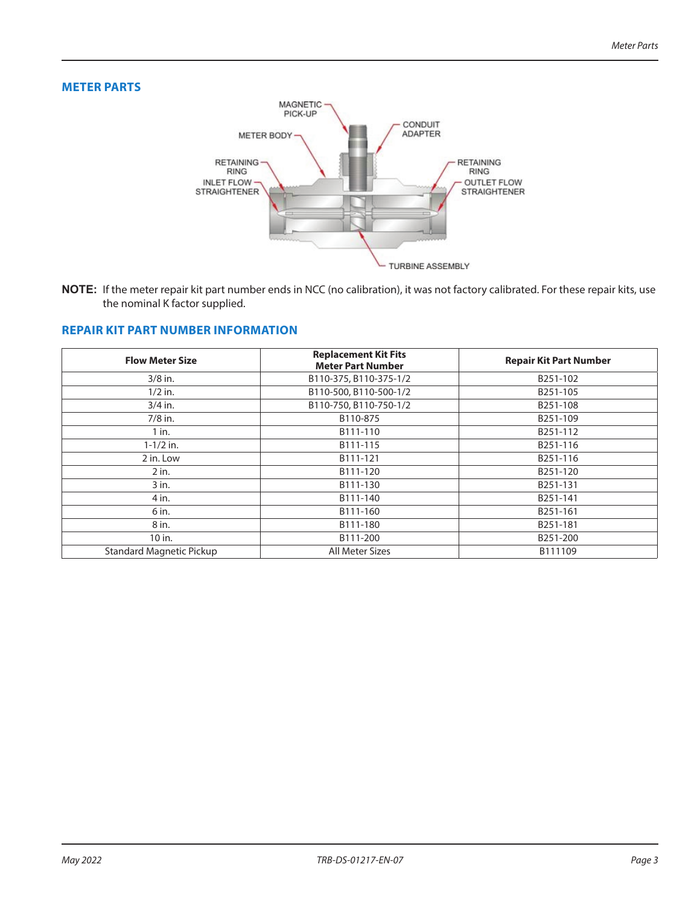## METER PARTS

MAGNETIC PICK-UP

CONDUIT ADAPTER

METER BODY

RETAINING RING

INLET FLOW STRAIGHTENER

RETAINING RING

OUTLET FLOW STRAIGHTENER

TURBINE ASSEMBLY

**NOTE:** If the meter repair kit part number ends in NCC (no calibration), it was not factory calibrated. For these repair kits, use the nominal K factor supplied.

## REPAIR KIT PART NUMBER INFORMATION

| Flow Meter Size | Replacement Kit Fits Meter Part Number | Repair Kit Part Number |
|---|---|---|
| 3/8 in. | B110-375, B110-375-1/2 | B251-102 |
| 1/2 in. | B110-500, B110-500-1/2 | B251-105 |
| 3/4 in. | B110-750, B110-750-1/2 | B251-108 |
| 7/8 in. | B110-875 | B251-109 |
| 1 in. | B111-110 | B251-112 |
| 1-1/2 in. | B111-115 | B251-116 |
| 2 in. Low | B111-121 | B251-116 |
| 2 in. | B111-120 | B251-120 |
| 3 in. | B111-130 | B251-131 |
| 4 in. | B111-140 | B251-141 |
| 6 in. | B111-160 | B251-161 |
| 8 in. | B111-180 | B251-181 |
| 10 in. | B111-200 | B251-200 |
| Standard Magnetic Pickup | All Meter Sizes | B111109 |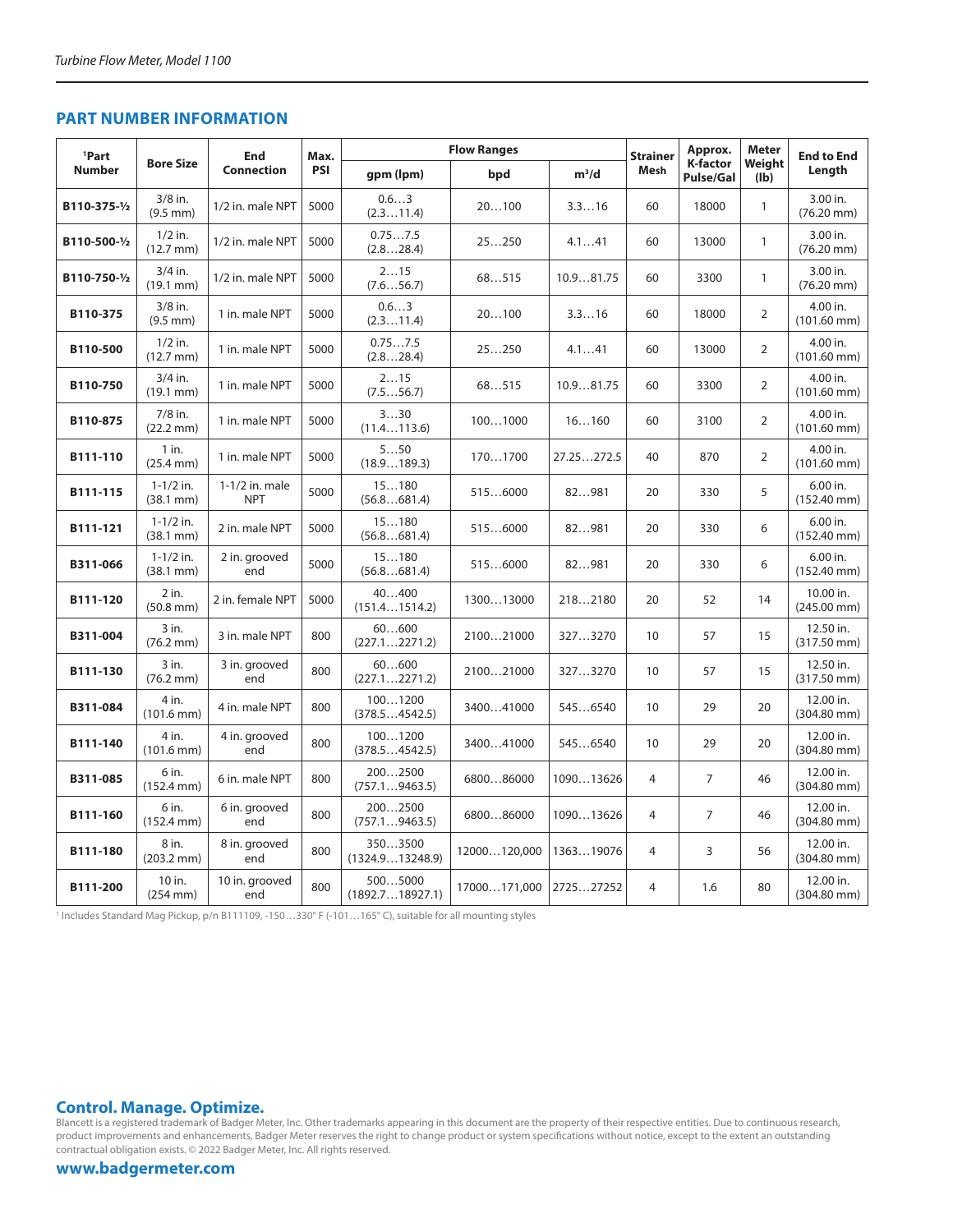## PART NUMBER INFORMATION

| [1]Part Number | Bore Size | End Connection | Max. PSI | Flow Ranges | | | Strainer Mesh | Approx. K-factor Pulse/Gal | Meter Weight (lb) | End to End Length |
|---|---|---|---|---|---|---|---|---|---|---|
| | | | | gpm (lpm) | bpd | $m^3/d$ | | | | |
| B110-375-½ | 3/8 in. (9.5 mm) | 1/2 in. male NPT | 5000 | 0.6…3 (2.3…11.4) | 20…100 | 3.3…16 | 60 | 18000 | 1 | 3.00 in. (76.20 mm) |
| B110-500-½ | 1/2 in. (12.7 mm) | 1/2 in. male NPT | 5000 | 0.75…7.5 (2.8…28.4) | 25…250 | 4.1…41 | 60 | 13000 | 1 | 3.00 in. (76.20 mm) |
| B110-750-½ | 3/4 in. (19.1 mm) | 1/2 in. male NPT | 5000 | 2…15 (7.6…56.7) | 68…515 | 10.9…81.75 | 60 | 3300 | 1 | 3.00 in. (76.20 mm) |
| B110-375 | 3/8 in. (9.5 mm) | 1 in. male NPT | 5000 | 0.6…3 (2.3…11.4) | 20…100 | 3.3…16 | 60 | 18000 | 2 | 4.00 in. (101.60 mm) |
| B110-500 | 1/2 in. (12.7 mm) | 1 in. male NPT | 5000 | 0.75…7.5 (2.8…28.4) | 25…250 | 4.1…41 | 60 | 13000 | 2 | 4.00 in. (101.60 mm) |
| B110-750 | 3/4 in. (19.1 mm) | 1 in. male NPT | 5000 | 2…15 (7.5…56.7) | 68…515 | 10.9…81.75 | 60 | 3300 | 2 | 4.00 in. (101.60 mm) |
| B110-875 | 7/8 in. (22.2 mm) | 1 in. male NPT | 5000 | 3…30 (11.4…113.6) | 100…1000 | 16…160 | 60 | 3100 | 2 | 4.00 in. (101.60 mm) |
| B111-110 | 1 in. (25.4 mm) | 1 in. male NPT | 5000 | 5…50 (18.9…189.3) | 170…1700 | 27.25…272.5 | 40 | 870 | 2 | 4.00 in. (101.60 mm) |
| B111-115 | 1-1/2 in. (38.1 mm) | 1-1/2 in. male NPT | 5000 | 15…180 (56.8…681.4) | 515…6000 | 82…981 | 20 | 330 | 5 | 6.00 in. (152.40 mm) |
| B111-121 | 1-1/2 in. (38.1 mm) | 2 in. male NPT | 5000 | 15…180 (56.8…681.4) | 515…6000 | 82…981 | 20 | 330 | 6 | 6.00 in. (152.40 mm) |
| B311-066 | 1-1/2 in. (38.1 mm) | 2 in. grooved end | 5000 | 15…180 (56.8…681.4) | 515…6000 | 82…981 | 20 | 330 | 6 | 6.00 in. (152.40 mm) |
| B111-120 | 2 in. (50.8 mm) | 2 in. female NPT | 5000 | 40…400 (151.4…1514.2) | 1300…13000 | 218…2180 | 20 | 52 | 14 | 10.00 in. (245.00 mm) |
| B311-004 | 3 in. (76.2 mm) | 3 in. male NPT | 800 | 60…600 (227.1…2271.2) | 2100…21000 | 327…3270 | 10 | 57 | 15 | 12.50 in. (317.50 mm) |
| B111-130 | 3 in. (76.2 mm) | 3 in. grooved end | 800 | 60…600 (227.1…2271.2) | 2100…21000 | 327…3270 | 10 | 57 | 15 | 12.50 in. (317.50 mm) |
| B311-084 | 4 in. (101.6 mm) | 4 in. male NPT | 800 | 100…1200 (378.5…4542.5) | 3400…41000 | 545…6540 | 10 | 29 | 20 | 12.00 in. (304.80 mm) |
| B111-140 | 4 in. (101.6 mm) | 4 in. grooved end | 800 | 100…1200 (378.5…4542.5) | 3400…41000 | 545…6540 | 10 | 29 | 20 | 12.00 in. (304.80 mm) |
| B311-085 | 6 in. (152.4 mm) | 6 in. male NPT | 800 | 200…2500 (757.1…9463.5) | 6800…86000 | 1090…13626 | 4 | 7 | 46 | 12.00 in. (304.80 mm) |
| B111-160 | 6 in. (152.4 mm) | 6 in. grooved end | 800 | 200…2500 (757.1…9463.5) | 6800…86000 | 1090…13626 | 4 | 7 | 46 | 12.00 in. (304.80 mm) |
| B111-180 | 8 in. (203.2 mm) | 8 in. grooved end | 800 | 350…3500 (1324.9…13248.9) | 12000…120,000 | 1363…19076 | 4 | 3 | 56 | 12.00 in. (304.80 mm) |
| B111-200 | 10 in. (254 mm) | 10 in. grooved end | 800 | 500…5000 (1892.7…18927.1) | 17000…171,000 | 2725…27252 | 4 | 1.6 | 80 | 12.00 in. (304.80 mm) |

[1] Includes Standard Mag Pickup, p/n B111109, -150…330° F (-101…165° C), suitable for all mounting styles

**Control. Manage. Optimize.**

Blancett is a registered trademark of Badger Meter, Inc. Other trademarks appearing in this document are the property of their respective entities. Due to continuous research, product improvements and enhancements, Badger Meter reserves the right to change product or system specifications without notice, except to the extent an outstanding contractual obligation exists. © 2022 Badger Meter, Inc. All rights reserved.

**www.badgermeter.com**